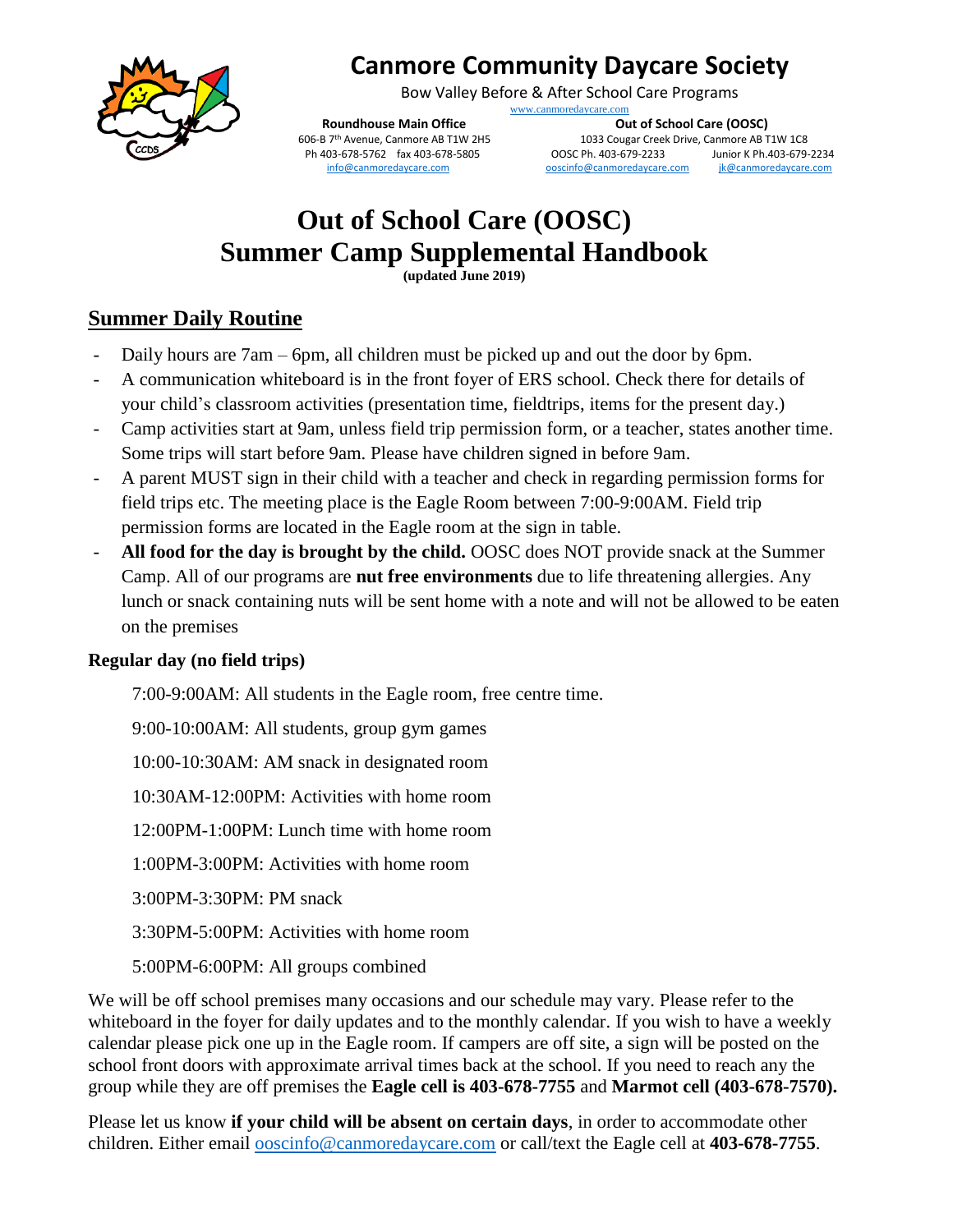# Canmore Community Daycare Society

Bow Valley Before & After School Care Programs

www.canmoredaycare.com

**Roundhouse Main Office**
606-B 7th Avenue, Canmore AB T1W 2H5
Ph 403-678-5762 fax 403-678-5805
info@canmoredaycare.com

**Out of School Care (OOSC)**
1033 Cougar Creek Drive, Canmore AB T1W 1C8
OOSC Ph. 403-679-2233 Junior K Ph.403-679-2234
ooscinfo@canmoredaycare.com jk@canmoredaycare.com

# Out of School Care (OOSC) Summer Camp Supplemental Handbook

**(updated June 2019)**

## Summer Daily Routine

- Daily hours are 7am – 6pm, all children must be picked up and out the door by 6pm.
- A communication whiteboard is in the front foyer of ERS school. Check there for details of your child's classroom activities (presentation time, fieldtrips, items for the present day.)
- Camp activities start at 9am, unless field trip permission form, or a teacher, states another time. Some trips will start before 9am. Please have children signed in before 9am.
- A parent MUST sign in their child with a teacher and check in regarding permission forms for field trips etc. The meeting place is the Eagle Room between 7:00-9:00AM. Field trip permission forms are located in the Eagle room at the sign in table.
- **All food for the day is brought by the child.** OOSC does NOT provide snack at the Summer Camp. All of our programs are **nut free environments** due to life threatening allergies. Any lunch or snack containing nuts will be sent home with a note and will not be allowed to be eaten on the premises

### Regular day (no field trips)

7:00-9:00AM: All students in the Eagle room, free centre time.

9:00-10:00AM: All students, group gym games

10:00-10:30AM: AM snack in designated room

10:30AM-12:00PM: Activities with home room

12:00PM-1:00PM: Lunch time with home room

1:00PM-3:00PM: Activities with home room

3:00PM-3:30PM: PM snack

3:30PM-5:00PM: Activities with home room

5:00PM-6:00PM: All groups combined

We will be off school premises many occasions and our schedule may vary. Please refer to the whiteboard in the foyer for daily updates and to the monthly calendar. If you wish to have a weekly calendar please pick one up in the Eagle room. If campers are off site, a sign will be posted on the school front doors with approximate arrival times back at the school. If you need to reach any the group while they are off premises the **Eagle cell is 403-678-7755** and **Marmot cell (403-678-7570).**

Please let us know **if your child will be absent on certain days**, in order to accommodate other children. Either email ooscinfo@canmoredaycare.com or call/text the Eagle cell at **403-678-7755**.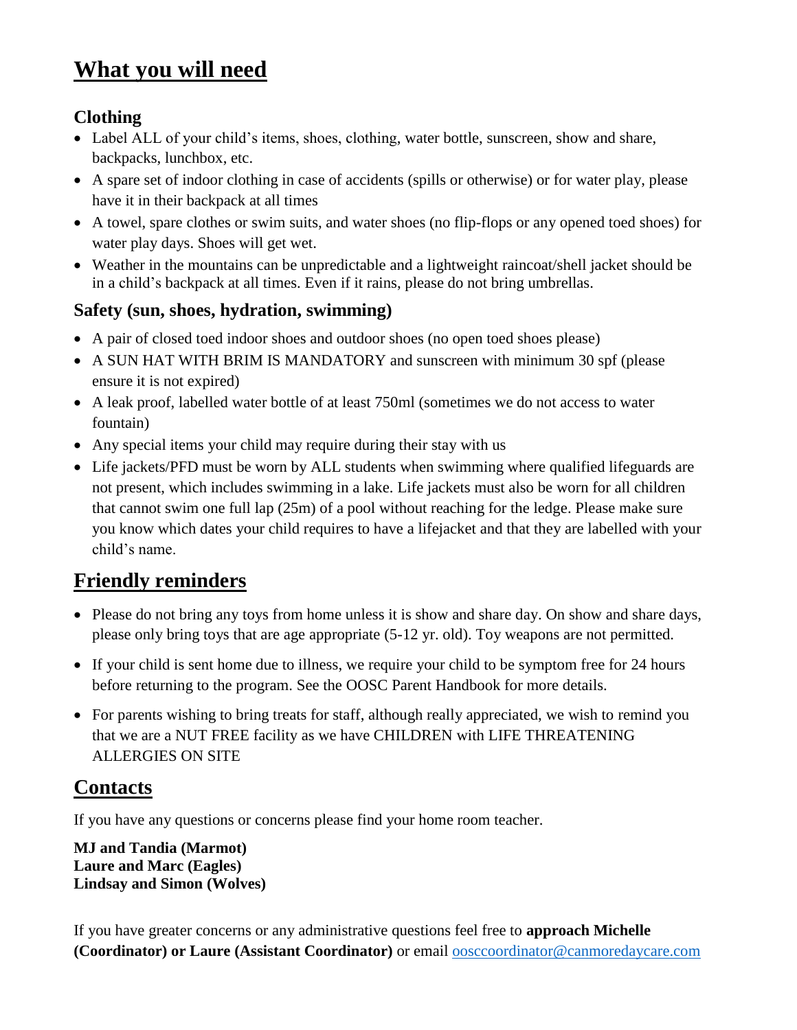# What you will need

### Clothing

- Label ALL of your child's items, shoes, clothing, water bottle, sunscreen, show and share, backpacks, lunchbox, etc.
- A spare set of indoor clothing in case of accidents (spills or otherwise) or for water play, please have it in their backpack at all times
- A towel, spare clothes or swim suits, and water shoes (no flip-flops or any opened toed shoes) for water play days. Shoes will get wet.
- Weather in the mountains can be unpredictable and a lightweight raincoat/shell jacket should be in a child's backpack at all times. Even if it rains, please do not bring umbrellas.

### Safety (sun, shoes, hydration, swimming)

- A pair of closed toed indoor shoes and outdoor shoes (no open toed shoes please)
- A SUN HAT WITH BRIM IS MANDATORY and sunscreen with minimum 30 spf (please ensure it is not expired)
- A leak proof, labelled water bottle of at least 750ml (sometimes we do not access to water fountain)
- Any special items your child may require during their stay with us
- Life jackets/PFD must be worn by ALL students when swimming where qualified lifeguards are not present, which includes swimming in a lake. Life jackets must also be worn for all children that cannot swim one full lap (25m) of a pool without reaching for the ledge. Please make sure you know which dates your child requires to have a lifejacket and that they are labelled with your child's name.

## Friendly reminders

- Please do not bring any toys from home unless it is show and share day. On show and share days, please only bring toys that are age appropriate (5-12 yr. old). Toy weapons are not permitted.
- If your child is sent home due to illness, we require your child to be symptom free for 24 hours before returning to the program. See the OOSC Parent Handbook for more details.
- For parents wishing to bring treats for staff, although really appreciated, we wish to remind you that we are a NUT FREE facility as we have CHILDREN with LIFE THREATENING ALLERGIES ON SITE

## Contacts

If you have any questions or concerns please find your home room teacher.

**MJ and Tandia (Marmot)**
**Laure and Marc (Eagles)**
**Lindsay and Simon (Wolves)**

If you have greater concerns or any administrative questions feel free to **approach Michelle (Coordinator) or Laure (Assistant Coordinator)** or email oosccoordinator@canmoredaycare.com